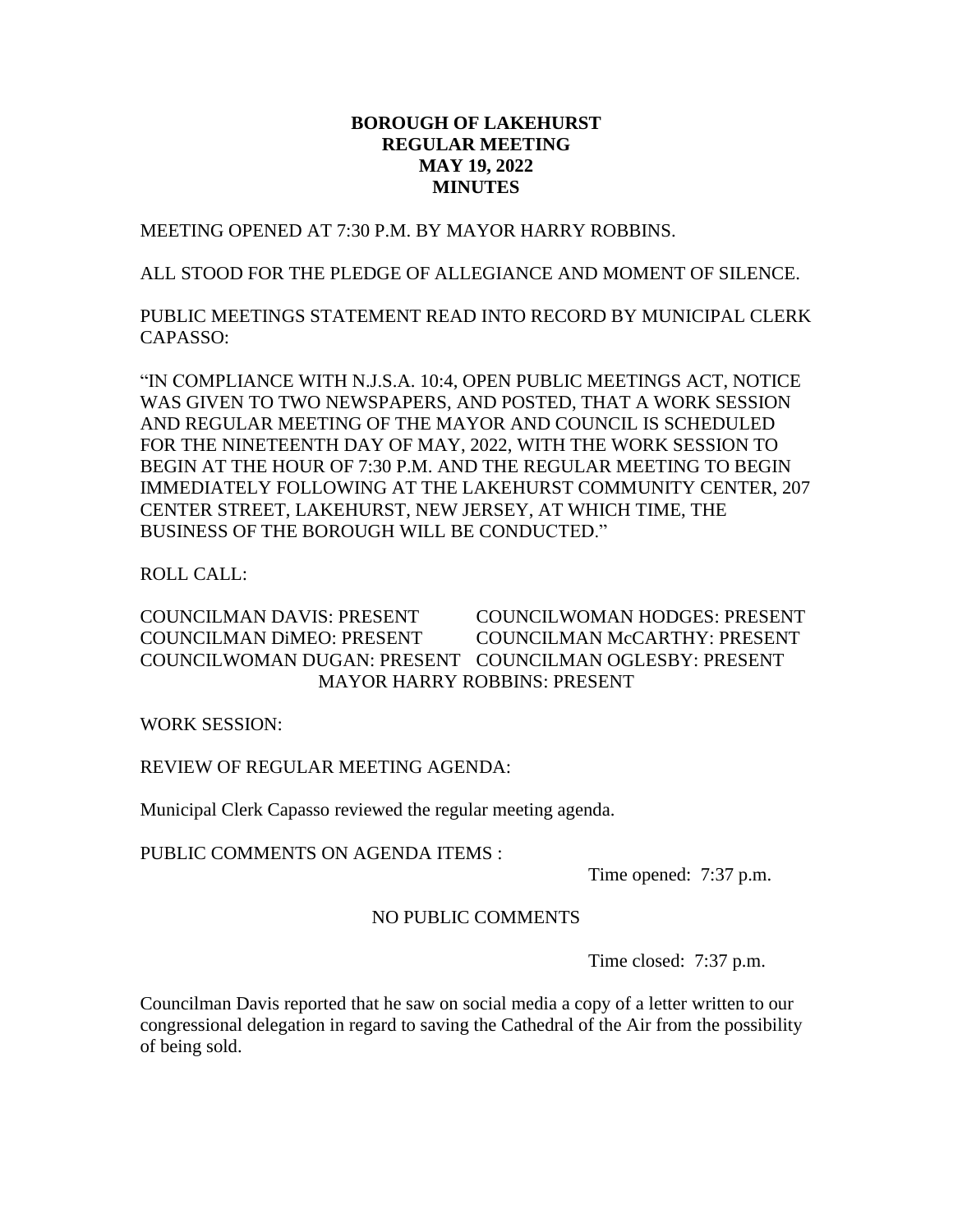# BOROUGH OF LAKEHURST
## REGULAR MEETING
## MAY 19, 2022
## MINUTES

MEETING OPENED AT 7:30 P.M. BY MAYOR HARRY ROBBINS.

ALL STOOD FOR THE PLEDGE OF ALLEGIANCE AND MOMENT OF SILENCE.

PUBLIC MEETINGS STATEMENT READ INTO RECORD BY MUNICIPAL CLERK CAPASSO:

"IN COMPLIANCE WITH N.J.S.A. 10:4, OPEN PUBLIC MEETINGS ACT, NOTICE WAS GIVEN TO TWO NEWSPAPERS, AND POSTED, THAT A WORK SESSION AND REGULAR MEETING OF THE MAYOR AND COUNCIL IS SCHEDULED FOR THE NINETEENTH DAY OF MAY, 2022, WITH THE WORK SESSION TO BEGIN AT THE HOUR OF 7:30 P.M. AND THE REGULAR MEETING TO BEGIN IMMEDIATELY FOLLOWING AT THE LAKEHURST COMMUNITY CENTER, 207 CENTER STREET, LAKEHURST, NEW JERSEY, AT WHICH TIME, THE BUSINESS OF THE BOROUGH WILL BE CONDUCTED."

ROLL CALL:

COUNCILMAN DAVIS: PRESENT
COUNCILWOMAN HODGES: PRESENT
COUNCILMAN DiMEO: PRESENT
COUNCILMAN McCARTHY: PRESENT
COUNCILWOMAN DUGAN: PRESENT
COUNCILMAN OGLESBY: PRESENT
MAYOR HARRY ROBBINS: PRESENT

WORK SESSION:

REVIEW OF REGULAR MEETING AGENDA:

Municipal Clerk Capasso reviewed the regular meeting agenda.

PUBLIC COMMENTS ON AGENDA ITEMS :

Time opened: 7:37 p.m.

NO PUBLIC COMMENTS

Time closed: 7:37 p.m.

Councilman Davis reported that he saw on social media a copy of a letter written to our congressional delegation in regard to saving the Cathedral of the Air from the possibility of being sold.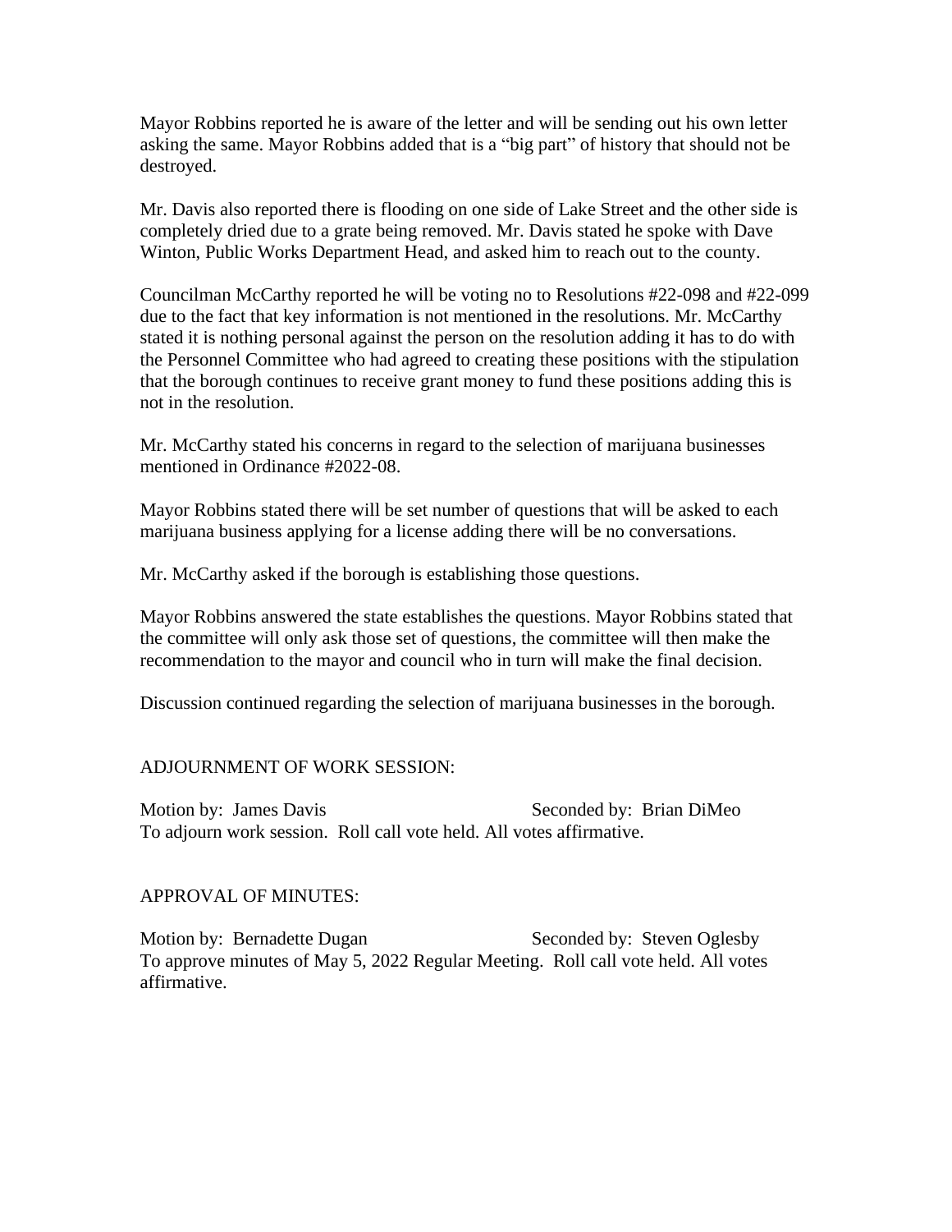Mayor Robbins reported he is aware of the letter and will be sending out his own letter asking the same. Mayor Robbins added that is a "big part" of history that should not be destroyed.

Mr. Davis also reported there is flooding on one side of Lake Street and the other side is completely dried due to a grate being removed. Mr. Davis stated he spoke with Dave Winton, Public Works Department Head, and asked him to reach out to the county.

Councilman McCarthy reported he will be voting no to Resolutions #22-098 and #22-099 due to the fact that key information is not mentioned in the resolutions. Mr. McCarthy stated it is nothing personal against the person on the resolution adding it has to do with the Personnel Committee who had agreed to creating these positions with the stipulation that the borough continues to receive grant money to fund these positions adding this is not in the resolution.

Mr. McCarthy stated his concerns in regard to the selection of marijuana businesses mentioned in Ordinance #2022-08.

Mayor Robbins stated there will be set number of questions that will be asked to each marijuana business applying for a license adding there will be no conversations.

Mr. McCarthy asked if the borough is establishing those questions.

Mayor Robbins answered the state establishes the questions. Mayor Robbins stated that the committee will only ask those set of questions, the committee will then make the recommendation to the mayor and council who in turn will make the final decision.

Discussion continued regarding the selection of marijuana businesses in the borough.

ADJOURNMENT OF WORK SESSION:

Motion by: James Davis Seconded by: Brian DiMeo
To adjourn work session. Roll call vote held. All votes affirmative.

APPROVAL OF MINUTES:

Motion by: Bernadette Dugan Seconded by: Steven Oglesby
To approve minutes of May 5, 2022 Regular Meeting. Roll call vote held. All votes affirmative.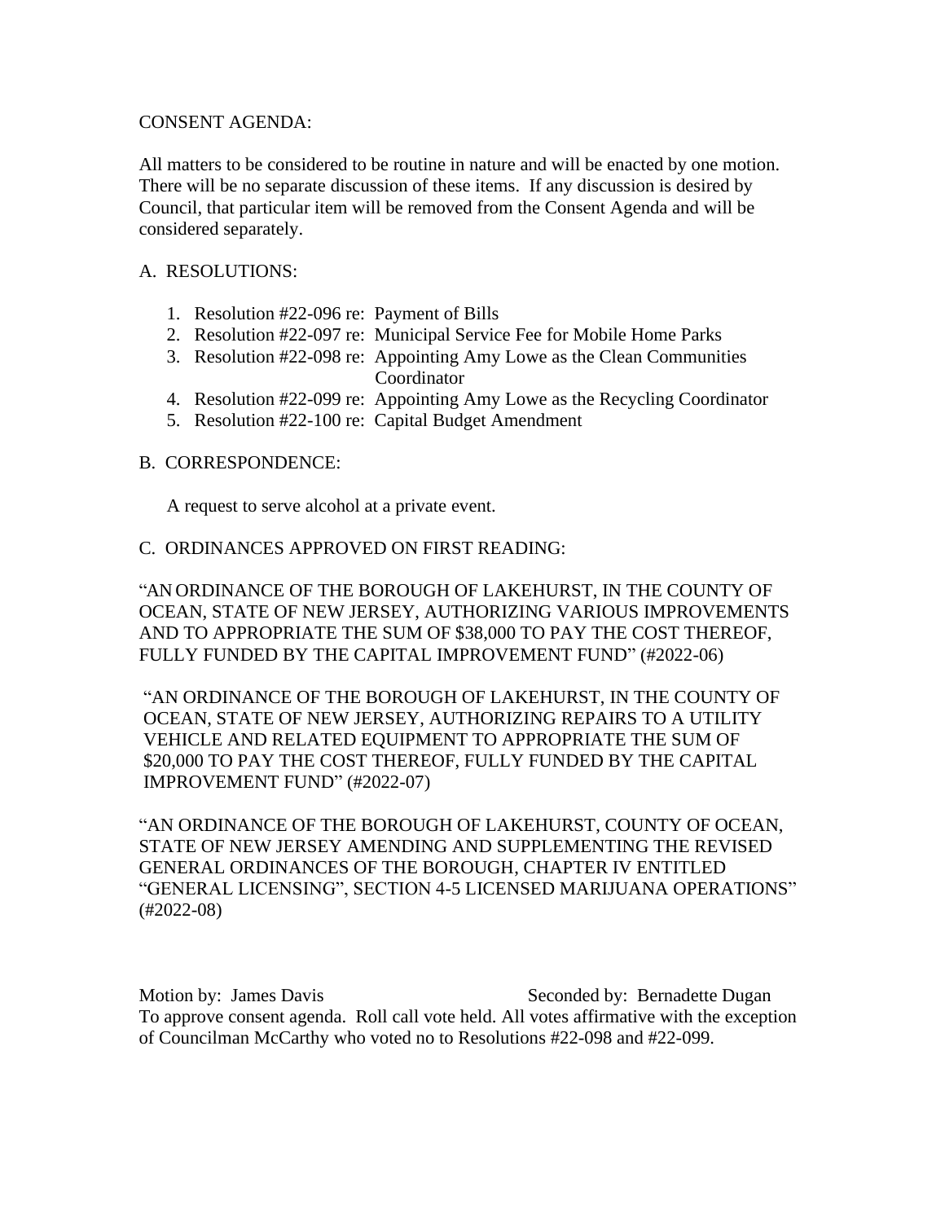CONSENT AGENDA:

All matters to be considered to be routine in nature and will be enacted by one motion. There will be no separate discussion of these items. If any discussion is desired by Council, that particular item will be removed from the Consent Agenda and will be considered separately.

A. RESOLUTIONS:

1. Resolution #22-096 re: Payment of Bills
2. Resolution #22-097 re: Municipal Service Fee for Mobile Home Parks
3. Resolution #22-098 re: Appointing Amy Lowe as the Clean Communities Coordinator
4. Resolution #22-099 re: Appointing Amy Lowe as the Recycling Coordinator
5. Resolution #22-100 re: Capital Budget Amendment

B. CORRESPONDENCE:

A request to serve alcohol at a private event.

C. ORDINANCES APPROVED ON FIRST READING:

"AN ORDINANCE OF THE BOROUGH OF LAKEHURST, IN THE COUNTY OF OCEAN, STATE OF NEW JERSEY, AUTHORIZING VARIOUS IMPROVEMENTS AND TO APPROPRIATE THE SUM OF $38,000 TO PAY THE COST THEREOF, FULLY FUNDED BY THE CAPITAL IMPROVEMENT FUND" (#2022-06)

"AN ORDINANCE OF THE BOROUGH OF LAKEHURST, IN THE COUNTY OF OCEAN, STATE OF NEW JERSEY, AUTHORIZING REPAIRS TO A UTILITY VEHICLE AND RELATED EQUIPMENT TO APPROPRIATE THE SUM OF $20,000 TO PAY THE COST THEREOF, FULLY FUNDED BY THE CAPITAL IMPROVEMENT FUND" (#2022-07)

"AN ORDINANCE OF THE BOROUGH OF LAKEHURST, COUNTY OF OCEAN, STATE OF NEW JERSEY AMENDING AND SUPPLEMENTING THE REVISED GENERAL ORDINANCES OF THE BOROUGH, CHAPTER IV ENTITLED "GENERAL LICENSING", SECTION 4-5 LICENSED MARIJUANA OPERATIONS" (#2022-08)

Motion by: James Davis Seconded by: Bernadette Dugan

To approve consent agenda. Roll call vote held. All votes affirmative with the exception of Councilman McCarthy who voted no to Resolutions #22-098 and #22-099.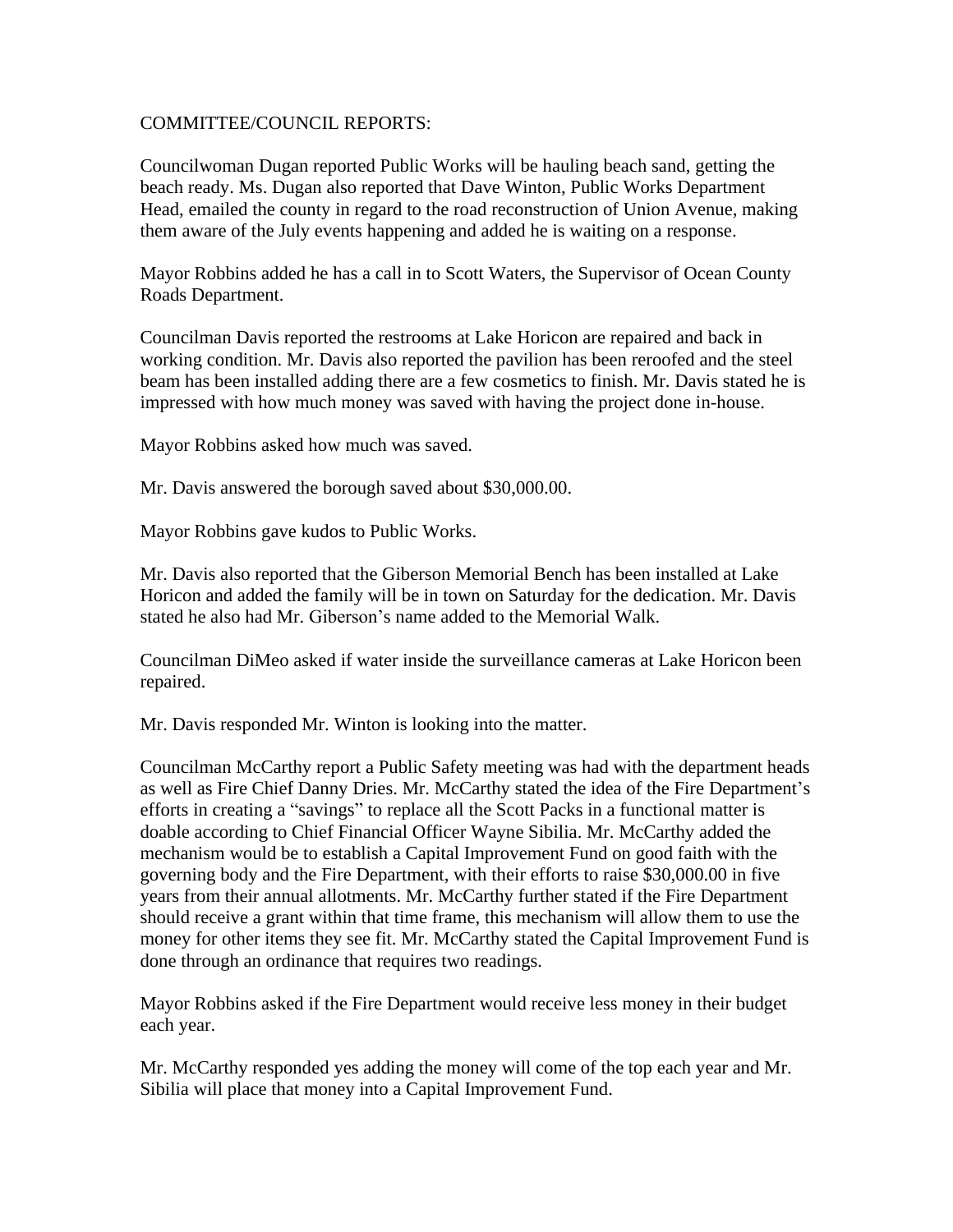COMMITTEE/COUNCIL REPORTS:

Councilwoman Dugan reported Public Works will be hauling beach sand, getting the beach ready. Ms. Dugan also reported that Dave Winton, Public Works Department Head, emailed the county in regard to the road reconstruction of Union Avenue, making them aware of the July events happening and added he is waiting on a response.

Mayor Robbins added he has a call in to Scott Waters, the Supervisor of Ocean County Roads Department.

Councilman Davis reported the restrooms at Lake Horicon are repaired and back in working condition. Mr. Davis also reported the pavilion has been reroofed and the steel beam has been installed adding there are a few cosmetics to finish. Mr. Davis stated he is impressed with how much money was saved with having the project done in-house.

Mayor Robbins asked how much was saved.

Mr. Davis answered the borough saved about $30,000.00.

Mayor Robbins gave kudos to Public Works.

Mr. Davis also reported that the Giberson Memorial Bench has been installed at Lake Horicon and added the family will be in town on Saturday for the dedication. Mr. Davis stated he also had Mr. Giberson's name added to the Memorial Walk.

Councilman DiMeo asked if water inside the surveillance cameras at Lake Horicon been repaired.

Mr. Davis responded Mr. Winton is looking into the matter.

Councilman McCarthy report a Public Safety meeting was had with the department heads as well as Fire Chief Danny Dries. Mr. McCarthy stated the idea of the Fire Department's efforts in creating a "savings" to replace all the Scott Packs in a functional matter is doable according to Chief Financial Officer Wayne Sibilia. Mr. McCarthy added the mechanism would be to establish a Capital Improvement Fund on good faith with the governing body and the Fire Department, with their efforts to raise $30,000.00 in five years from their annual allotments. Mr. McCarthy further stated if the Fire Department should receive a grant within that time frame, this mechanism will allow them to use the money for other items they see fit. Mr. McCarthy stated the Capital Improvement Fund is done through an ordinance that requires two readings.

Mayor Robbins asked if the Fire Department would receive less money in their budget each year.

Mr. McCarthy responded yes adding the money will come of the top each year and Mr. Sibilia will place that money into a Capital Improvement Fund.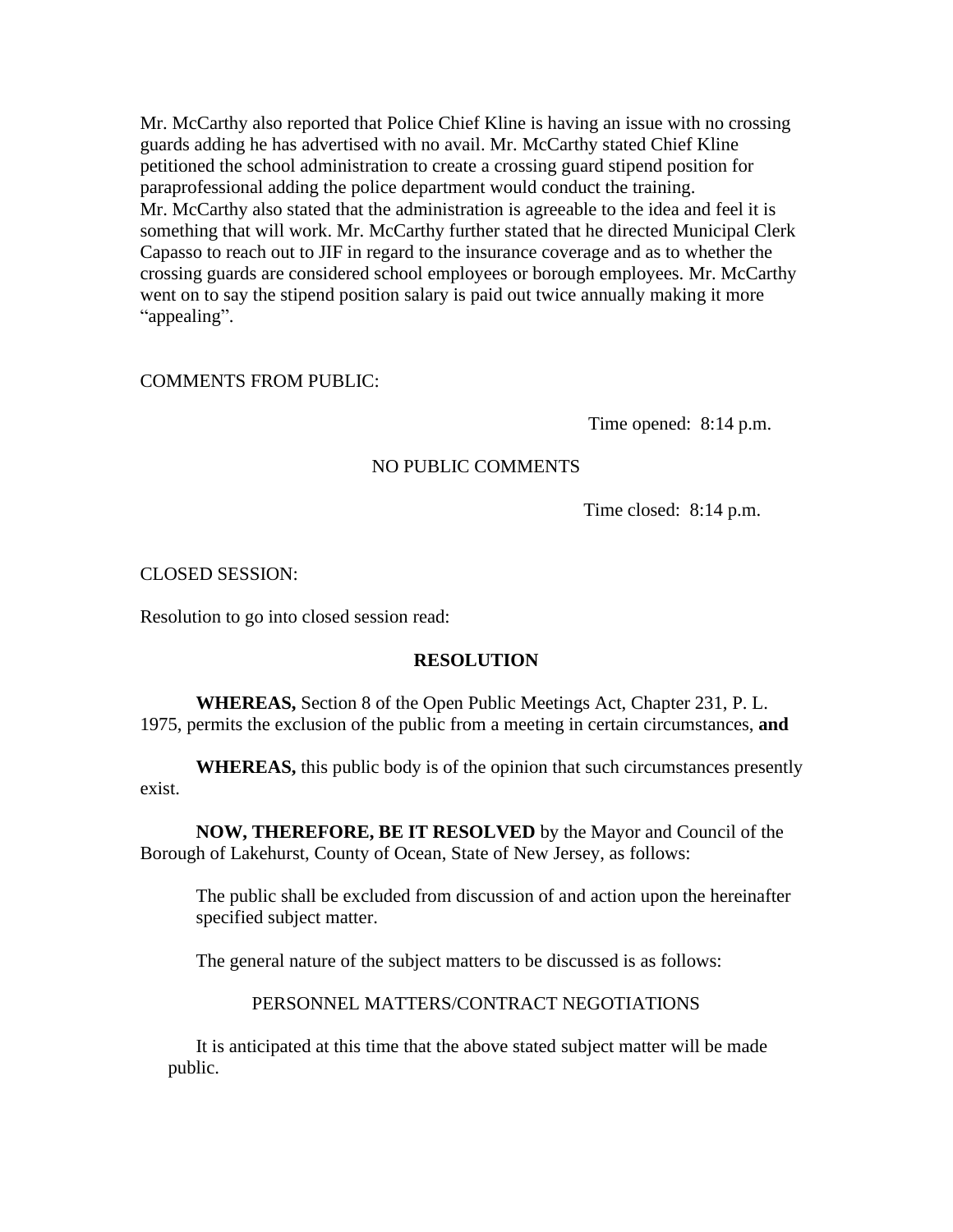Mr. McCarthy also reported that Police Chief Kline is having an issue with no crossing guards adding he has advertised with no avail. Mr. McCarthy stated Chief Kline petitioned the school administration to create a crossing guard stipend position for paraprofessional adding the police department would conduct the training.
Mr. McCarthy also stated that the administration is agreeable to the idea and feel it is something that will work. Mr. McCarthy further stated that he directed Municipal Clerk Capasso to reach out to JIF in regard to the insurance coverage and as to whether the crossing guards are considered school employees or borough employees. Mr. McCarthy went on to say the stipend position salary is paid out twice annually making it more "appealing".

COMMENTS FROM PUBLIC:

Time opened: 8:14 p.m.

NO PUBLIC COMMENTS

Time closed: 8:14 p.m.

CLOSED SESSION:

Resolution to go into closed session read:

**RESOLUTION**

**WHEREAS,** Section 8 of the Open Public Meetings Act, Chapter 231, P. L. 1975, permits the exclusion of the public from a meeting in certain circumstances, **and**

**WHEREAS,** this public body is of the opinion that such circumstances presently exist.

**NOW, THEREFORE, BE IT RESOLVED** by the Mayor and Council of the Borough of Lakehurst, County of Ocean, State of New Jersey, as follows:

The public shall be excluded from discussion of and action upon the hereinafter specified subject matter.

The general nature of the subject matters to be discussed is as follows:

PERSONNEL MATTERS/CONTRACT NEGOTIATIONS

It is anticipated at this time that the above stated subject matter will be made public.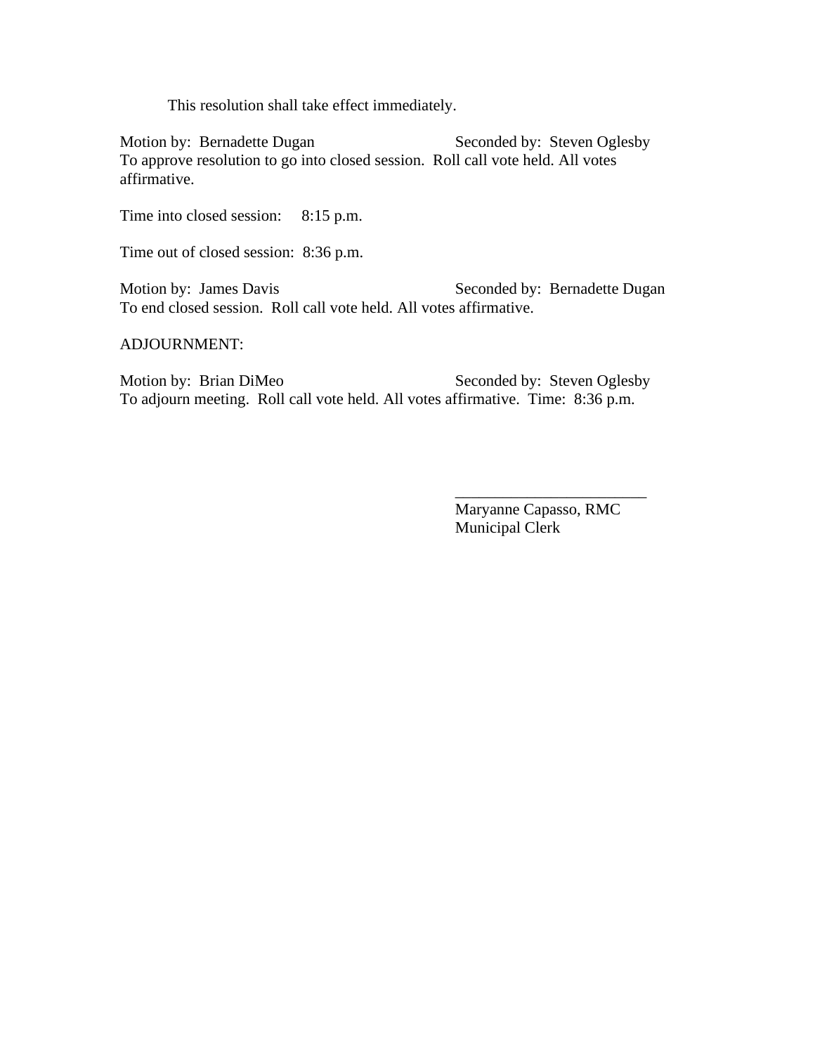This resolution shall take effect immediately.

Motion by: Bernadette Dugan Seconded by: Steven Oglesby
To approve resolution to go into closed session. Roll call vote held. All votes affirmative.

Time into closed session: 8:15 p.m.

Time out of closed session: 8:36 p.m.

Motion by: James Davis Seconded by: Bernadette Dugan
To end closed session. Roll call vote held. All votes affirmative.

ADJOURNMENT:

Motion by: Brian DiMeo Seconded by: Steven Oglesby
To adjourn meeting. Roll call vote held. All votes affirmative. Time: 8:36 p.m.

\_\_\_\_\_\_\_\_\_\_\_\_\_\_\_\_\_\_\_\_\_\_\_\_

Maryanne Capasso, RMC
Municipal Clerk